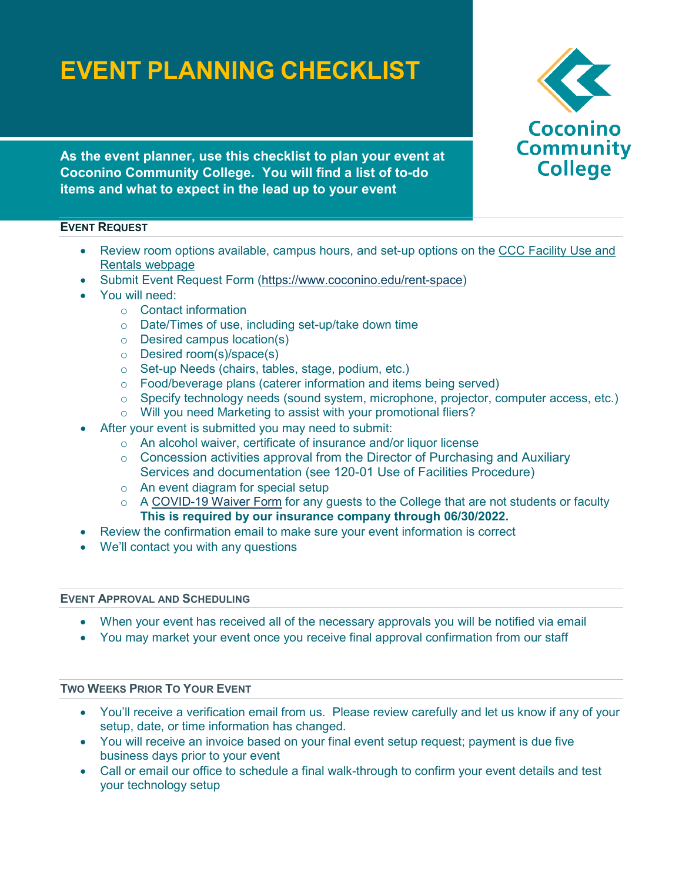# EVENT PLANNING CHECKLIST

Coconino Community College

**As the event planner, use this checklist to plan your event at Coconino Community College. You will find a list of to-do items and what to expect in the lead up to your event**

## EVENT REQUEST

- Review room options available, campus hours, and set-up options on the CCC Facility Use and Rentals webpage
- Submit Event Request Form (https://www.coconino.edu/rent-space)
- You will need:
  - Contact information
  - Date/Times of use, including set-up/take down time
  - Desired campus location(s)
  - Desired room(s)/space(s)
  - Set-up Needs (chairs, tables, stage, podium, etc.)
  - Food/beverage plans (caterer information and items being served)
  - Specify technology needs (sound system, microphone, projector, computer access, etc.)
  - Will you need Marketing to assist with your promotional fliers?
- After your event is submitted you may need to submit:
  - An alcohol waiver, certificate of insurance and/or liquor license
  - Concession activities approval from the Director of Purchasing and Auxiliary Services and documentation (see 120-01 Use of Facilities Procedure)
  - An event diagram for special setup
  - A COVID-19 Waiver Form for any guests to the College that are not students or faculty **This is required by our insurance company through 06/30/2022.**
- Review the confirmation email to make sure your event information is correct
- We'll contact you with any questions

## EVENT APPROVAL AND SCHEDULING

- When your event has received all of the necessary approvals you will be notified via email
- You may market your event once you receive final approval confirmation from our staff

## TWO WEEKS PRIOR TO YOUR EVENT

- You'll receive a verification email from us. Please review carefully and let us know if any of your setup, date, or time information has changed.
- You will receive an invoice based on your final event setup request; payment is due five business days prior to your event
- Call or email our office to schedule a final walk-through to confirm your event details and test your technology setup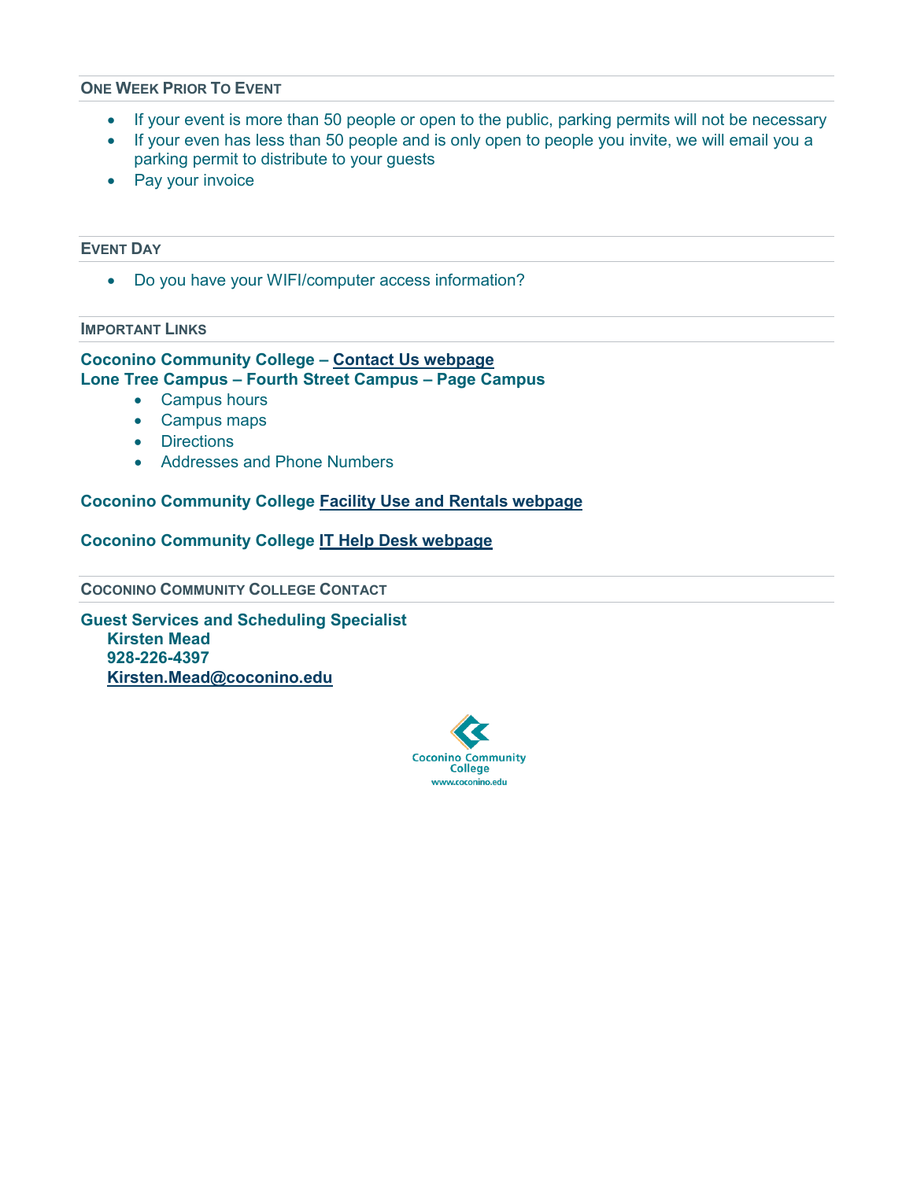## One Week Prior To Event

- If your event is more than 50 people or open to the public, parking permits will not be necessary
- If your even has less than 50 people and is only open to people you invite, we will email you a parking permit to distribute to your guests
- Pay your invoice

## Event Day

- Do you have your WIFI/computer access information?

## Important Links

**Coconino Community College – Contact Us webpage**
**Lone Tree Campus – Fourth Street Campus – Page Campus**

- Campus hours
- Campus maps
- Directions
- Addresses and Phone Numbers

**Coconino Community College Facility Use and Rentals webpage**

**Coconino Community College IT Help Desk webpage**

## Coconino Community College Contact

**Guest Services and Scheduling Specialist**
**Kirsten Mead**
**928-226-4397**
**Kirsten.Mead@coconino.edu**

Coconino Community College
www.coconino.edu